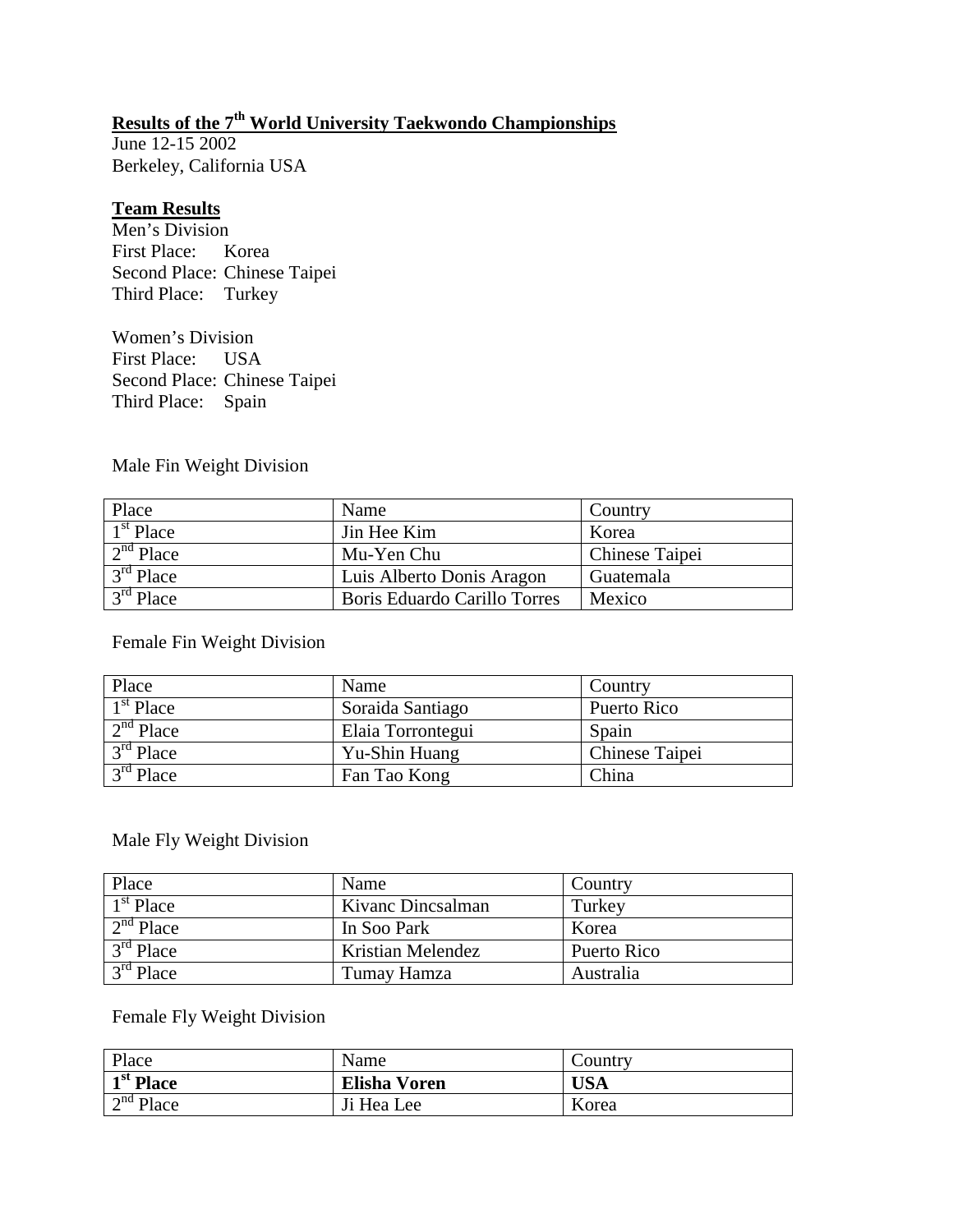# Results of the 7th World University Taekwondo Championships

June 12-15 2002
Berkeley, California USA

## Team Results

Men's Division
First Place: Korea
Second Place: Chinese Taipei
Third Place: Turkey

Women's Division
First Place: USA
Second Place: Chinese Taipei
Third Place: Spain

Male Fin Weight Division

| Place | Name | Country |
|---|---|---|
| 1st Place | Jin Hee Kim | Korea |
| 2nd Place | Mu-Yen Chu | Chinese Taipei |
| 3rd Place | Luis Alberto Donis Aragon | Guatemala |
| 3rd Place | Boris Eduardo Carillo Torres | Mexico |

Female Fin Weight Division

| Place | Name | Country |
|---|---|---|
| 1st Place | Soraida Santiago | Puerto Rico |
| 2nd Place | Elaia Torrontegui | Spain |
| 3rd Place | Yu-Shin Huang | Chinese Taipei |
| 3rd Place | Fan Tao Kong | China |

Male Fly Weight Division

| Place | Name | Country |
|---|---|---|
| 1st Place | Kivanc Dincsalman | Turkey |
| 2nd Place | In Soo Park | Korea |
| 3rd Place | Kristian Melendez | Puerto Rico |
| 3rd Place | Tumay Hamza | Australia |

Female Fly Weight Division

| Place | Name | Country |
|---|---|---|
| **1st Place** | **Elisha Voren** | **USA** |
| 2nd Place | Ji Hea Lee | Korea |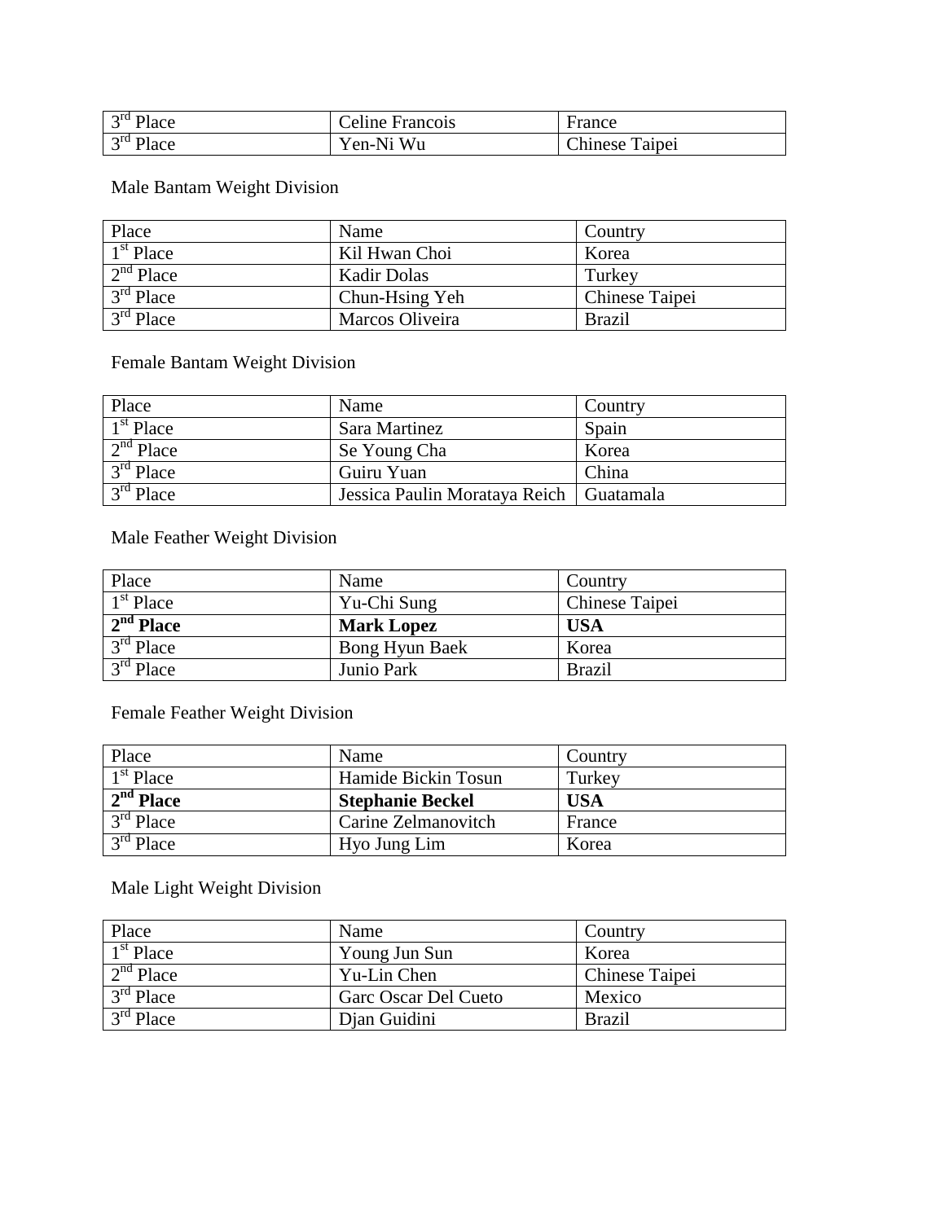| 3rd Place | Celine Francois | France |
| --- | --- | --- |
| 3rd Place | Yen-Ni Wu | Chinese Taipei |

Male Bantam Weight Division

| Place | Name | Country |
| --- | --- | --- |
| 1st Place | Kil Hwan Choi | Korea |
| 2nd Place | Kadir Dolas | Turkey |
| 3rd Place | Chun-Hsing Yeh | Chinese Taipei |
| 3rd Place | Marcos Oliveira | Brazil |

Female Bantam Weight Division

| Place | Name | Country |
| --- | --- | --- |
| 1st Place | Sara Martinez | Spain |
| 2nd Place | Se Young Cha | Korea |
| 3rd Place | Guiru Yuan | China |
| 3rd Place | Jessica Paulin Morataya Reich | Guatamala |

Male Feather Weight Division

| Place | Name | Country |
| --- | --- | --- |
| 1st Place | Yu-Chi Sung | Chinese Taipei |
| **2nd Place** | **Mark Lopez** | **USA** |
| 3rd Place | Bong Hyun Baek | Korea |
| 3rd Place | Junio Park | Brazil |

Female Feather Weight Division

| Place | Name | Country |
| --- | --- | --- |
| 1st Place | Hamide Bickin Tosun | Turkey |
| **2nd Place** | **Stephanie Beckel** | **USA** |
| 3rd Place | Carine Zelmanovitch | France |
| 3rd Place | Hyo Jung Lim | Korea |

Male Light Weight Division

| Place | Name | Country |
| --- | --- | --- |
| 1st Place | Young Jun Sun | Korea |
| 2nd Place | Yu-Lin Chen | Chinese Taipei |
| 3rd Place | Garc Oscar Del Cueto | Mexico |
| 3rd Place | Djan Guidini | Brazil |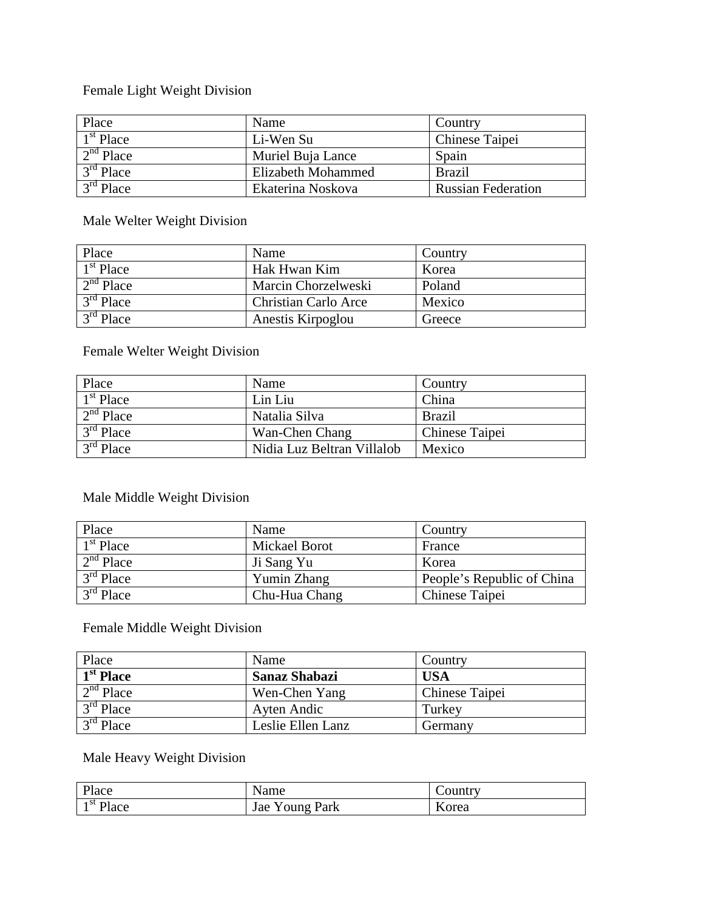Female Light Weight Division

| Place | Name | Country |
|---|---|---|
| 1st Place | Li-Wen Su | Chinese Taipei |
| 2nd Place | Muriel Buja Lance | Spain |
| 3rd Place | Elizabeth Mohammed | Brazil |
| 3rd Place | Ekaterina Noskova | Russian Federation |

Male Welter Weight Division

| Place | Name | Country |
|---|---|---|
| 1st Place | Hak Hwan Kim | Korea |
| 2nd Place | Marcin Chorzelweski | Poland |
| 3rd Place | Christian Carlo Arce | Mexico |
| 3rd Place | Anestis Kirpoglou | Greece |

Female Welter Weight Division

| Place | Name | Country |
|---|---|---|
| 1st Place | Lin Liu | China |
| 2nd Place | Natalia Silva | Brazil |
| 3rd Place | Wan-Chen Chang | Chinese Taipei |
| 3rd Place | Nidia Luz Beltran Villalob | Mexico |

Male Middle Weight Division

| Place | Name | Country |
|---|---|---|
| 1st Place | Mickael Borot | France |
| 2nd Place | Ji Sang Yu | Korea |
| 3rd Place | Yumin Zhang | People's Republic of China |
| 3rd Place | Chu-Hua Chang | Chinese Taipei |

Female Middle Weight Division

| Place | Name | Country |
|---|---|---|
| **1st Place** | **Sanaz Shabazi** | **USA** |
| 2nd Place | Wen-Chen Yang | Chinese Taipei |
| 3rd Place | Ayten Andic | Turkey |
| 3rd Place | Leslie Ellen Lanz | Germany |

Male Heavy Weight Division

| Place | Name | Country |
|---|---|---|
| 1st Place | Jae Young Park | Korea |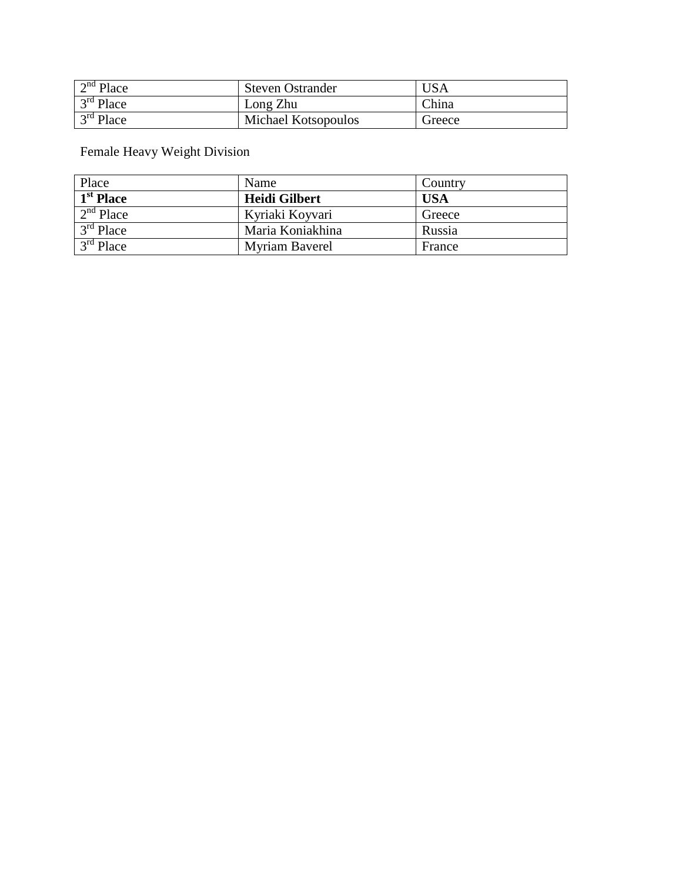| | | |
|---|---|---|
| 2nd Place | Steven Ostrander | USA |
| 3rd Place | Long Zhu | China |
| 3rd Place | Michael Kotsopoulos | Greece |

Female Heavy Weight Division

| Place | Name | Country |
|---|---|---|
| **1st Place** | **Heidi Gilbert** | **USA** |
| 2nd Place | Kyriaki Koyvari | Greece |
| 3rd Place | Maria Koniakhina | Russia |
| 3rd Place | Myriam Baverel | France |